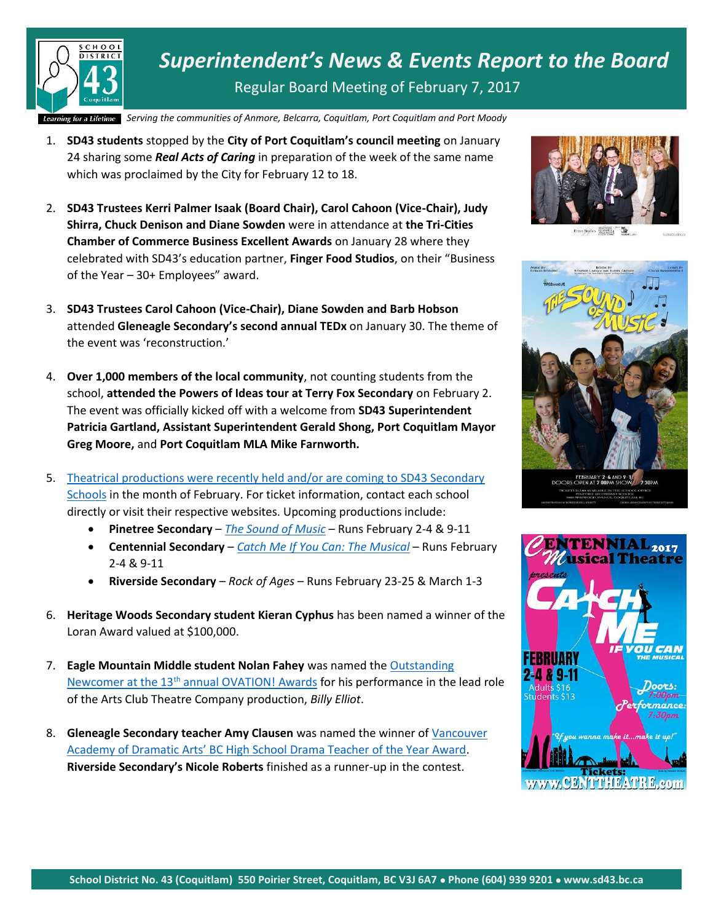# Superintendent's News & Events Report to the Board

Regular Board Meeting of February 7, 2017

*Serving the communities of Anmore, Belcarra, Coquitlam, Port Coquitlam and Port Moody*

1. **SD43 students** stopped by the **City of Port Coquitlam's council meeting** on January 24 sharing some ***Real Acts of Caring*** in preparation of the week of the same name which was proclaimed by the City for February 12 to 18.

2. **SD43 Trustees Kerri Palmer Isaak (Board Chair), Carol Cahoon (Vice-Chair), Judy Shirra, Chuck Denison and Diane Sowden** were in attendance at **the Tri-Cities Chamber of Commerce Business Excellent Awards** on January 28 where they celebrated with SD43's education partner, **Finger Food Studios**, on their "Business of the Year – 30+ Employees" award.

3. **SD43 Trustees Carol Cahoon (Vice-Chair), Diane Sowden and Barb Hobson** attended **Gleneagle Secondary's second annual TEDx** on January 30. The theme of the event was 'reconstruction.'

4. **Over 1,000 members of the local community**, not counting students from the school, **attended the Powers of Ideas tour at Terry Fox Secondary** on February 2. The event was officially kicked off with a welcome from **SD43 Superintendent Patricia Gartland, Assistant Superintendent Gerald Shong, Port Coquitlam Mayor Greg Moore,** and **Port Coquitlam MLA Mike Farnworth.**

5. Theatrical productions were recently held and/or are coming to SD43 Secondary Schools in the month of February. For ticket information, contact each school directly or visit their respective websites. Upcoming productions include:
   - **Pinetree Secondary** – *The Sound of Music* – Runs February 2-4 & 9-11
   - **Centennial Secondary** – *Catch Me If You Can: The Musical* – Runs February 2-4 & 9-11
   - **Riverside Secondary** – *Rock of Ages* – Runs February 23-25 & March 1-3

6. **Heritage Woods Secondary student Kieran Cyphus** has been named a winner of the Loran Award valued at $100,000.

7. **Eagle Mountain Middle student Nolan Fahey** was named the Outstanding Newcomer at the 13th annual OVATION! Awards for his performance in the lead role of the Arts Club Theatre Company production, *Billy Elliot*.

8. **Gleneagle Secondary teacher Amy Clausen** was named the winner of Vancouver Academy of Dramatic Arts' BC High School Drama Teacher of the Year Award. **Riverside Secondary's Nicole Roberts** finished as a runner-up in the contest.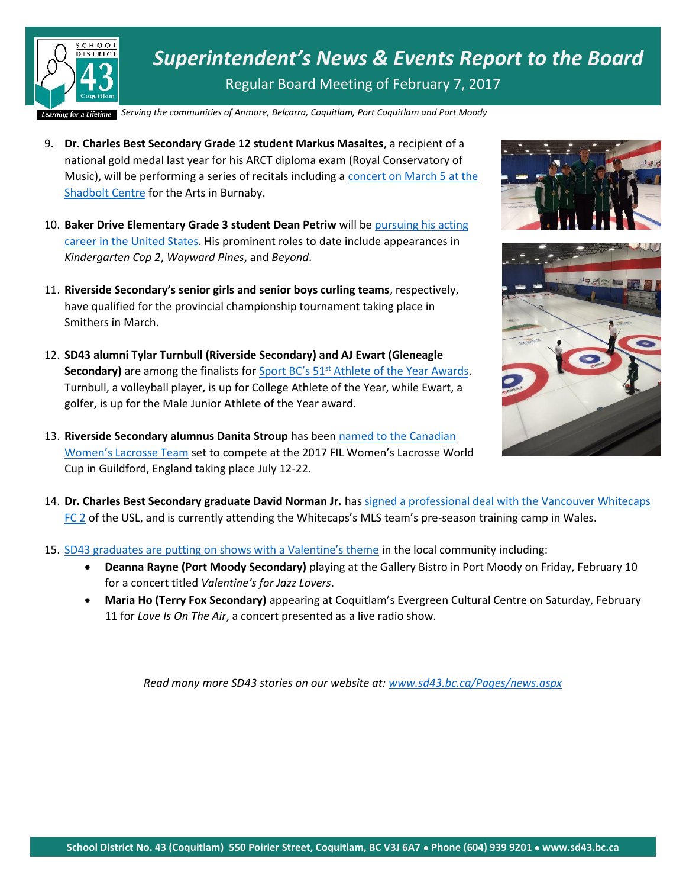# *Superintendent's News & Events Report to the Board*

Regular Board Meeting of February 7, 2017

*Serving the communities of Anmore, Belcarra, Coquitlam, Port Coquitlam and Port Moody*

9. **Dr. Charles Best Secondary Grade 12 student Markus Masaites**, a recipient of a national gold medal last year for his ARCT diploma exam (Royal Conservatory of Music), will be performing a series of recitals including a concert on March 5 at the Shadbolt Centre for the Arts in Burnaby.

10. **Baker Drive Elementary Grade 3 student Dean Petriw** will be pursuing his acting career in the United States. His prominent roles to date include appearances in *Kindergarten Cop 2*, *Wayward Pines*, and *Beyond*.

11. **Riverside Secondary's senior girls and senior boys curling teams**, respectively, have qualified for the provincial championship tournament taking place in Smithers in March.

12. **SD43 alumni Tylar Turnbull (Riverside Secondary) and AJ Ewart (Gleneagle Secondary)** are among the finalists for Sport BC's 51st Athlete of the Year Awards. Turnbull, a volleyball player, is up for College Athlete of the Year, while Ewart, a golfer, is up for the Male Junior Athlete of the Year award.

13. **Riverside Secondary alumnus Danita Stroup** has been named to the Canadian Women's Lacrosse Team set to compete at the 2017 FIL Women's Lacrosse World Cup in Guildford, England taking place July 12-22.

14. **Dr. Charles Best Secondary graduate David Norman Jr.** has signed a professional deal with the Vancouver Whitecaps FC 2 of the USL, and is currently attending the Whitecaps's MLS team's pre-season training camp in Wales.

15. SD43 graduates are putting on shows with a Valentine's theme in the local community including:
    - **Deanna Rayne (Port Moody Secondary)** playing at the Gallery Bistro in Port Moody on Friday, February 10 for a concert titled *Valentine's for Jazz Lovers*.
    - **Maria Ho (Terry Fox Secondary)** appearing at Coquitlam's Evergreen Cultural Centre on Saturday, February 11 for *Love Is On The Air*, a concert presented as a live radio show.

*Read many more SD43 stories on our website at: www.sd43.bc.ca/Pages/news.aspx*